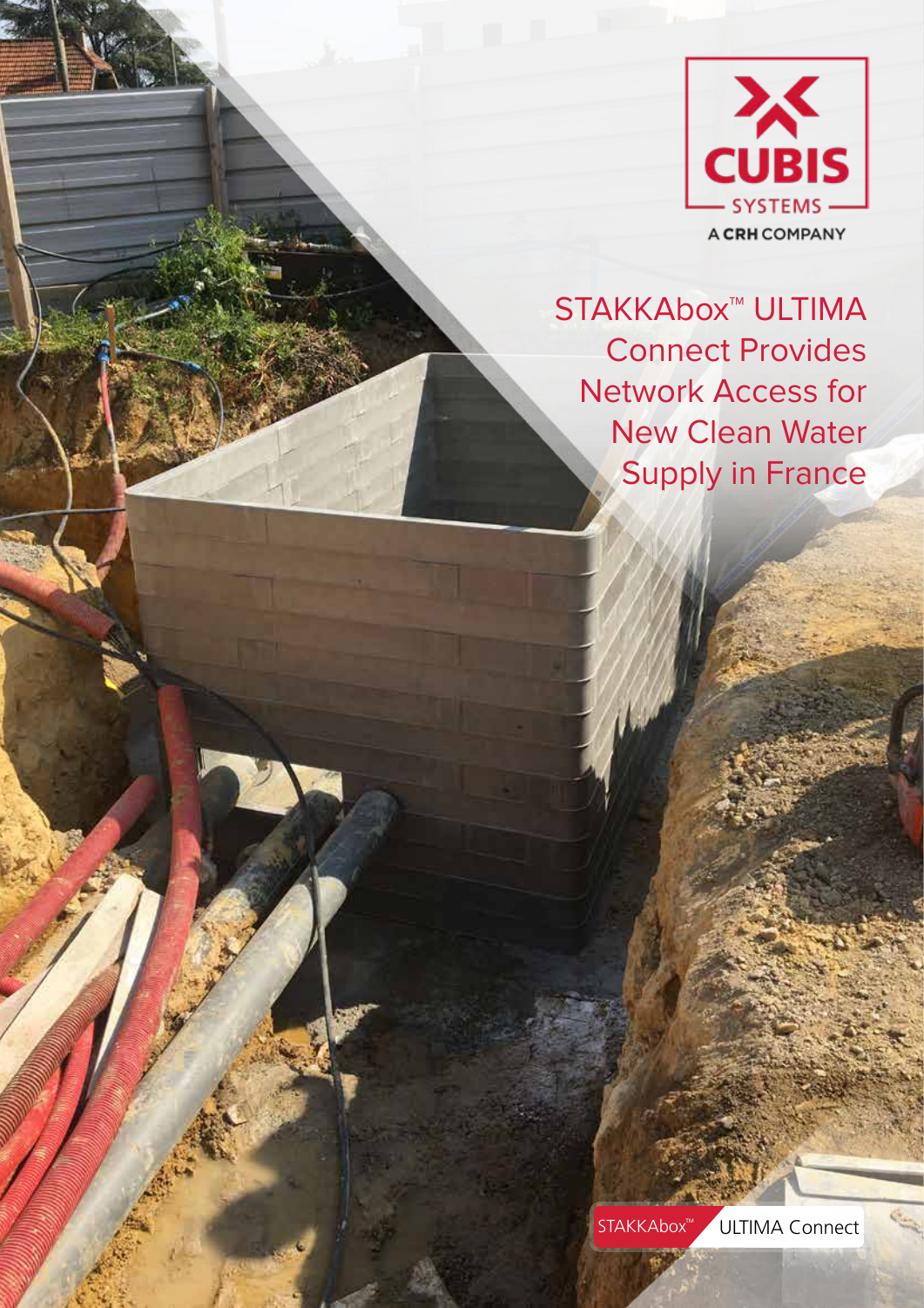CUBIS SYSTEMS

A CRH COMPANY

# STAKKAbox™ ULTIMA Connect Provides Network Access for New Clean Water Supply in France

STAKKAbox™ ULTIMA Connect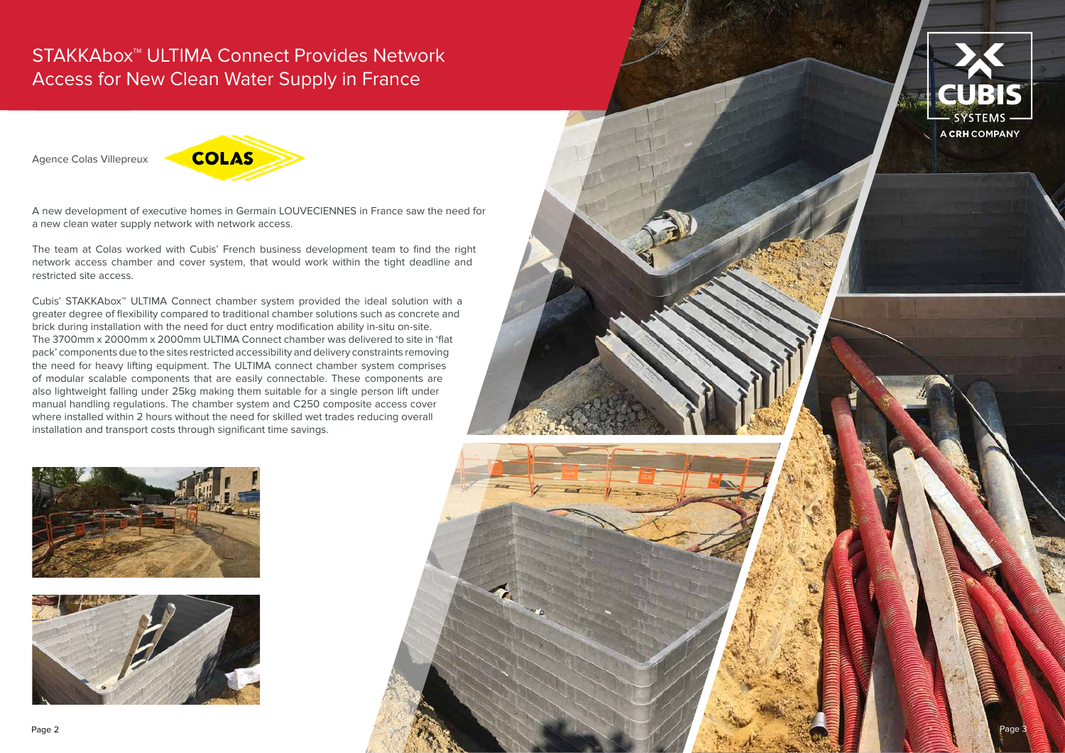# STAKKAbox™ ULTIMA Connect Provides Network Access for New Clean Water Supply in France

Agence Colas Villepreux

A new development of executive homes in Germain LOUVECIENNES in France saw the need for a new clean water supply network with network access.

The team at Colas worked with Cubis' French business development team to find the right network access chamber and cover system, that would work within the tight deadline and restricted site access.

Cubis' STAKKAbox™ ULTIMA Connect chamber system provided the ideal solution with a greater degree of flexibility compared to traditional chamber solutions such as concrete and brick during installation with the need for duct entry modification ability in-situ on-site. The 3700mm x 2000mm x 2000mm ULTIMA Connect chamber was delivered to site in 'flat pack' components due to the sites restricted accessibility and delivery constraints removing the need for heavy lifting equipment. The ULTIMA connect chamber system comprises of modular scalable components that are easily connectable. These components are also lightweight falling under 25kg making them suitable for a single person lift under manual handling regulations. The chamber system and C250 composite access cover where installed within 2 hours without the need for skilled wet trades reducing overall installation and transport costs through significant time savings.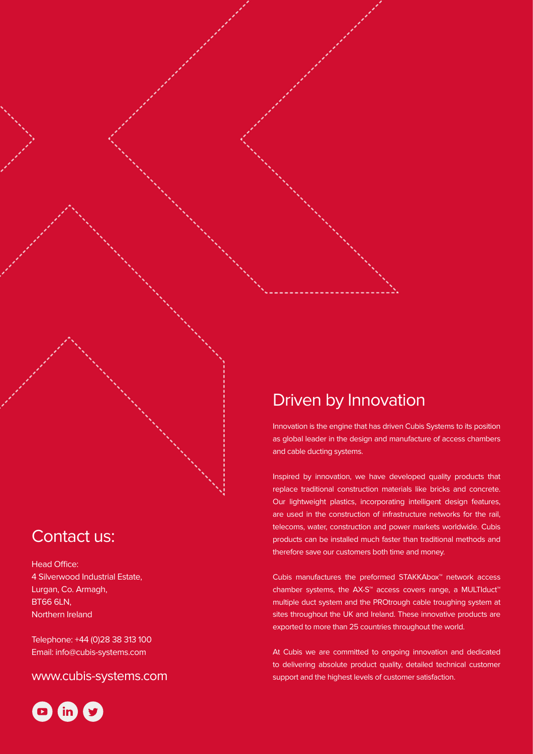## Driven by Innovation

Innovation is the engine that has driven Cubis Systems to its position as global leader in the design and manufacture of access chambers and cable ducting systems.

Inspired by innovation, we have developed quality products that replace traditional construction materials like bricks and concrete. Our lightweight plastics, incorporating intelligent design features, are used in the construction of infrastructure networks for the rail, telecoms, water, construction and power markets worldwide. Cubis products can be installed much faster than traditional methods and therefore save our customers both time and money.

Cubis manufactures the preformed STAKKAbox™ network access chamber systems, the AX-S™ access covers range, a MULTIduct™ multiple duct system and the PROtrough cable troughing system at sites throughout the UK and Ireland. These innovative products are exported to more than 25 countries throughout the world.

At Cubis we are committed to ongoing innovation and dedicated to delivering absolute product quality, detailed technical customer support and the highest levels of customer satisfaction.

## Contact us:

Head Office:
4 Silverwood Industrial Estate,
Lurgan, Co. Armagh,
BT66 6LN,
Northern Ireland

Telephone: +44 (0)28 38 313 100
Email: info@cubis-systems.com

www.cubis-systems.com